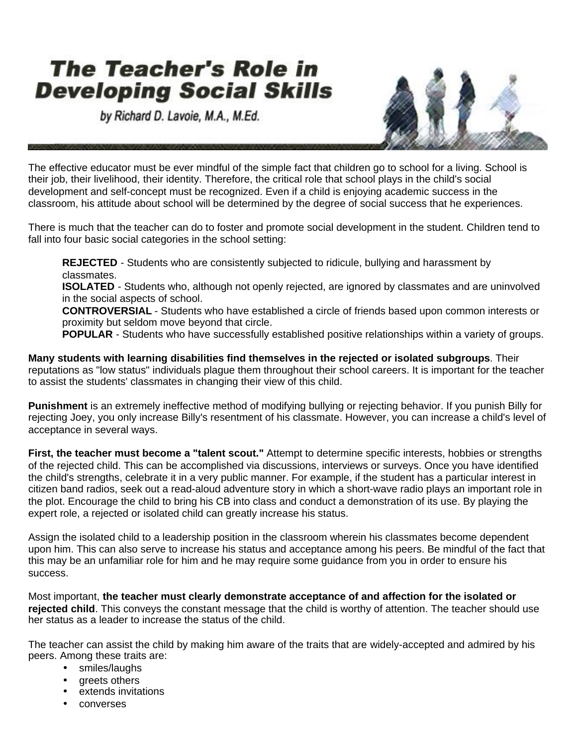# The Teacher's Role in Developing Social Skills

by Richard D. Lavoie, M.A., M.Ed.

The effective educator must be ever mindful of the simple fact that children go to school for a living. School is their job, their livelihood, their identity. Therefore, the critical role that school plays in the child's social development and self-concept must be recognized. Even if a child is enjoying academic success in the classroom, his attitude about school will be determined by the degree of social success that he experiences.

There is much that the teacher can do to foster and promote social development in the student. Children tend to fall into four basic social categories in the school setting:

> **REJECTED** - Students who are consistently subjected to ridicule, bullying and harassment by classmates.
> **ISOLATED** - Students who, although not openly rejected, are ignored by classmates and are uninvolved in the social aspects of school.
> **CONTROVERSIAL** - Students who have established a circle of friends based upon common interests or proximity but seldom move beyond that circle.
> **POPULAR** - Students who have successfully established positive relationships within a variety of groups.

**Many students with learning disabilities find themselves in the rejected or isolated subgroups**. Their reputations as "low status" individuals plague them throughout their school careers. It is important for the teacher to assist the students' classmates in changing their view of this child.

**Punishment** is an extremely ineffective method of modifying bullying or rejecting behavior. If you punish Billy for rejecting Joey, you only increase Billy's resentment of his classmate. However, you can increase a child's level of acceptance in several ways.

**First, the teacher must become a "talent scout."** Attempt to determine specific interests, hobbies or strengths of the rejected child. This can be accomplished via discussions, interviews or surveys. Once you have identified the child's strengths, celebrate it in a very public manner. For example, if the student has a particular interest in citizen band radios, seek out a read-aloud adventure story in which a short-wave radio plays an important role in the plot. Encourage the child to bring his CB into class and conduct a demonstration of its use. By playing the expert role, a rejected or isolated child can greatly increase his status.

Assign the isolated child to a leadership position in the classroom wherein his classmates become dependent upon him. This can also serve to increase his status and acceptance among his peers. Be mindful of the fact that this may be an unfamiliar role for him and he may require some guidance from you in order to ensure his success.

Most important, **the teacher must clearly demonstrate acceptance of and affection for the isolated or rejected child**. This conveys the constant message that the child is worthy of attention. The teacher should use her status as a leader to increase the status of the child.

The teacher can assist the child by making him aware of the traits that are widely-accepted and admired by his peers. Among these traits are:

- smiles/laughs
- greets others
- extends invitations
- converses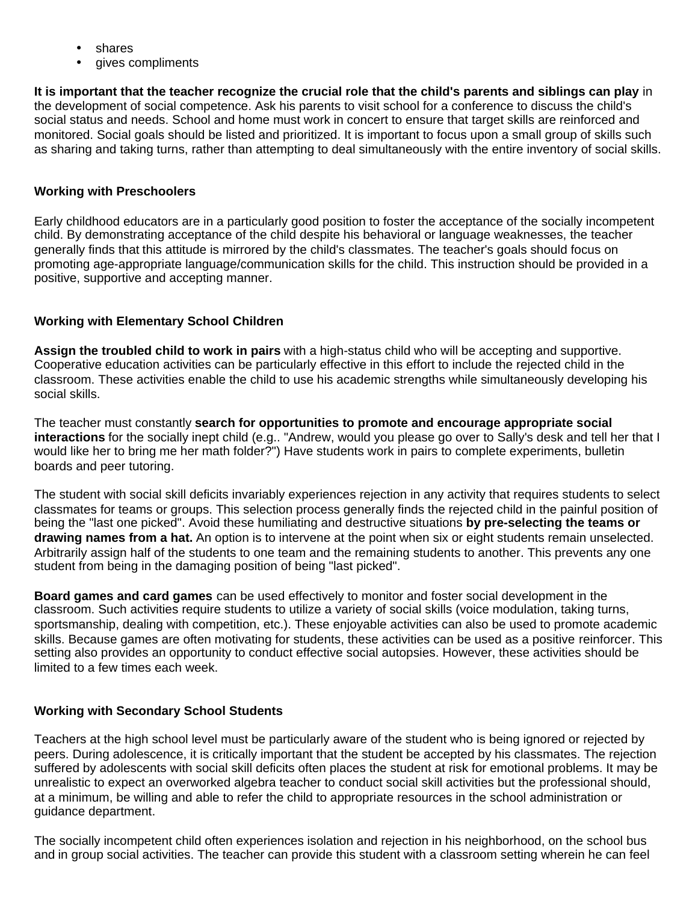- shares
- gives compliments

**It is important that the teacher recognize the crucial role that the child's parents and siblings can play** in the development of social competence. Ask his parents to visit school for a conference to discuss the child's social status and needs. School and home must work in concert to ensure that target skills are reinforced and monitored. Social goals should be listed and prioritized. It is important to focus upon a small group of skills such as sharing and taking turns, rather than attempting to deal simultaneously with the entire inventory of social skills.

**Working with Preschoolers**

Early childhood educators are in a particularly good position to foster the acceptance of the socially incompetent child. By demonstrating acceptance of the child despite his behavioral or language weaknesses, the teacher generally finds that this attitude is mirrored by the child's classmates. The teacher's goals should focus on promoting age-appropriate language/communication skills for the child. This instruction should be provided in a positive, supportive and accepting manner.

**Working with Elementary School Children**

**Assign the troubled child to work in pairs** with a high-status child who will be accepting and supportive. Cooperative education activities can be particularly effective in this effort to include the rejected child in the classroom. These activities enable the child to use his academic strengths while simultaneously developing his social skills.

The teacher must constantly **search for opportunities to promote and encourage appropriate social interactions** for the socially inept child (e.g.. "Andrew, would you please go over to Sally's desk and tell her that I would like her to bring me her math folder?") Have students work in pairs to complete experiments, bulletin boards and peer tutoring.

The student with social skill deficits invariably experiences rejection in any activity that requires students to select classmates for teams or groups. This selection process generally finds the rejected child in the painful position of being the "last one picked". Avoid these humiliating and destructive situations **by pre-selecting the teams or drawing names from a hat.** An option is to intervene at the point when six or eight students remain unselected. Arbitrarily assign half of the students to one team and the remaining students to another. This prevents any one student from being in the damaging position of being "last picked".

**Board games and card games** can be used effectively to monitor and foster social development in the classroom. Such activities require students to utilize a variety of social skills (voice modulation, taking turns, sportsmanship, dealing with competition, etc.). These enjoyable activities can also be used to promote academic skills. Because games are often motivating for students, these activities can be used as a positive reinforcer. This setting also provides an opportunity to conduct effective social autopsies. However, these activities should be limited to a few times each week.

**Working with Secondary School Students**

Teachers at the high school level must be particularly aware of the student who is being ignored or rejected by peers. During adolescence, it is critically important that the student be accepted by his classmates. The rejection suffered by adolescents with social skill deficits often places the student at risk for emotional problems. It may be unrealistic to expect an overworked algebra teacher to conduct social skill activities but the professional should, at a minimum, be willing and able to refer the child to appropriate resources in the school administration or guidance department.

The socially incompetent child often experiences isolation and rejection in his neighborhood, on the school bus and in group social activities. The teacher can provide this student with a classroom setting wherein he can feel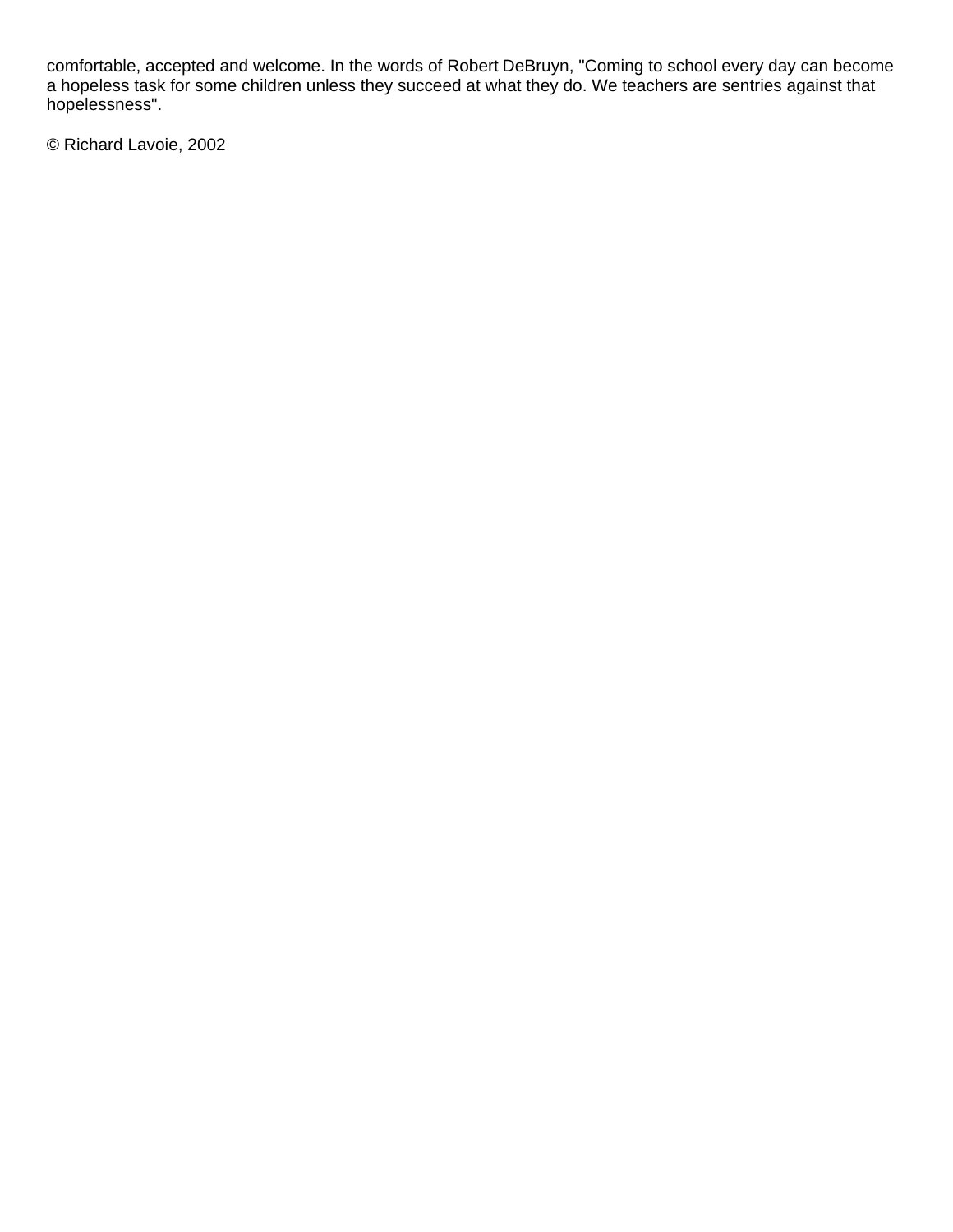comfortable, accepted and welcome. In the words of Robert DeBruyn, "Coming to school every day can become a hopeless task for some children unless they succeed at what they do. We teachers are sentries against that hopelessness".

© Richard Lavoie, 2002